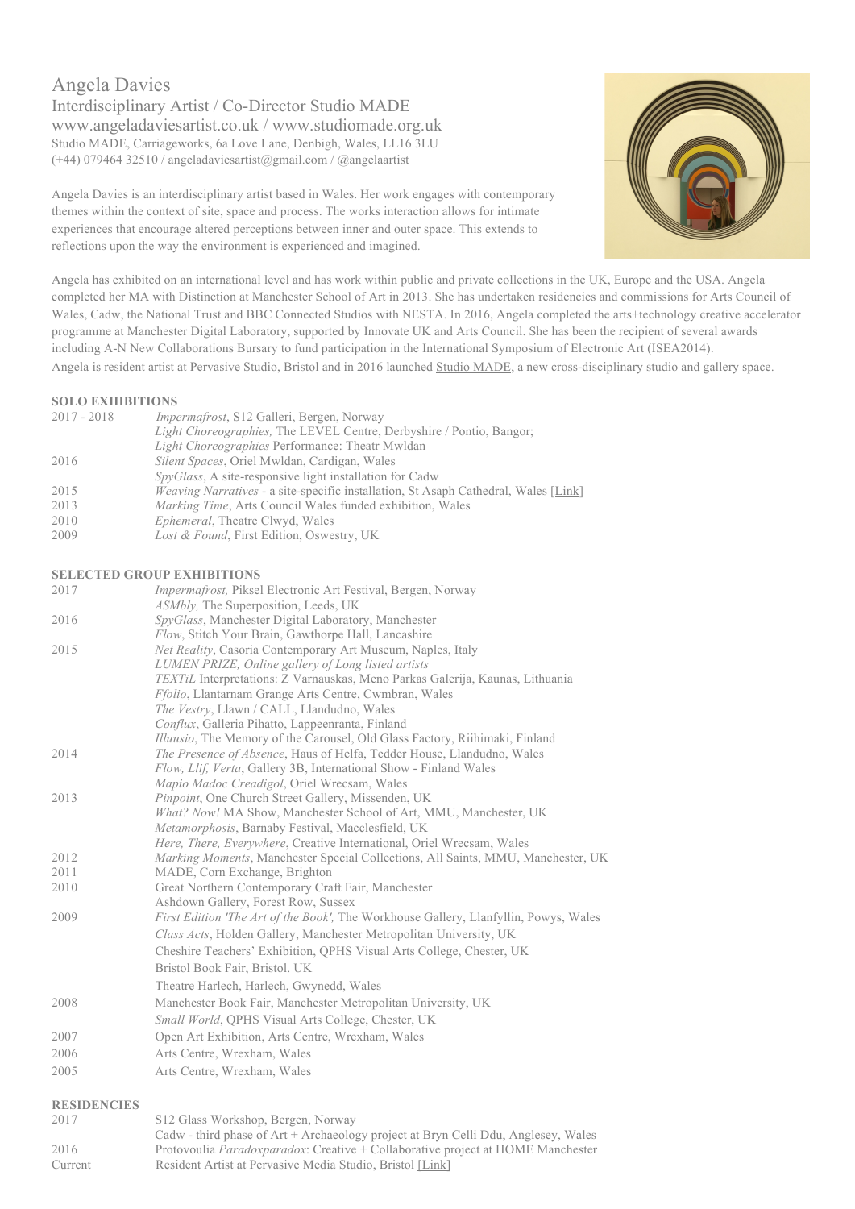# Angela Davies

## Interdisciplinary Artist / Co-Director Studio MADE

www.angeladaviesartist.co.uk / www.studiomade.org.uk
Studio MADE, Carriageworks, 6a Love Lane, Denbigh, Wales, LL16 3LU
(+44) 079464 32510 / angeladaviesartist@gmail.com / @angelaartist

Angela Davies is an interdisciplinary artist based in Wales. Her work engages with contemporary themes within the context of site, space and process. The works interaction allows for intimate experiences that encourage altered perceptions between inner and outer space. This extends to reflections upon the way the environment is experienced and imagined.

Angela has exhibited on an international level and has work within public and private collections in the UK, Europe and the USA. Angela completed her MA with Distinction at Manchester School of Art in 2013. She has undertaken residencies and commissions for Arts Council of Wales, Cadw, the National Trust and BBC Connected Studios with NESTA. In 2016, Angela completed the arts+technology creative accelerator programme at Manchester Digital Laboratory, supported by Innovate UK and Arts Council. She has been the recipient of several awards including A-N New Collaborations Bursary to fund participation in the International Symposium of Electronic Art (ISEA2014).
Angela is resident artist at Pervasive Studio, Bristol and in 2016 launched Studio MADE, a new cross-disciplinary studio and gallery space.

### SOLO EXHIBITIONS

| | |
|---|---|
| 2017 - 2018 | *Impermafrost*, S12 Galleri, Bergen, Norway |
| | *Light Choreographies,* The LEVEL Centre, Derbyshire / Pontio, Bangor; |
| | *Light Choreographies* Performance: Theatr Mwldan |
| 2016 | *Silent Spaces*, Oriel Mwldan, Cardigan, Wales |
| | *SpyGlass*, A site-responsive light installation for Cadw |
| 2015 | *Weaving Narratives* - a site-specific installation, St Asaph Cathedral, Wales [Link] |
| 2013 | *Marking Time*, Arts Council Wales funded exhibition, Wales |
| 2010 | *Ephemeral*, Theatre Clwyd, Wales |
| 2009 | *Lost & Found*, First Edition, Oswestry, UK |

### SELECTED GROUP EXHIBITIONS

| | |
|---|---|
| 2017 | *Impermafrost,* Piksel Electronic Art Festival, Bergen, Norway |
| | *ASMbly,* The Superposition, Leeds, UK |
| 2016 | *SpyGlass*, Manchester Digital Laboratory, Manchester |
| | *Flow*, Stitch Your Brain, Gawthorpe Hall, Lancashire |
| 2015 | *Net Reality*, Casoria Contemporary Art Museum, Naples, Italy |
| | *LUMEN PRIZE, Online gallery of Long listed artists* |
| | *TEXTiL* Interpretations: Z Varnauskas, Meno Parkas Galerija, Kaunas, Lithuania |
| | *Ffolio*, Llantarnam Grange Arts Centre, Cwmbran, Wales |
| | *The Vestry*, Llawn / CALL, Llandudno, Wales |
| | *Conflux*, Galleria Pihatto, Lappeenranta, Finland |
| | *Illusio*, The Memory of the Carousel, Old Glass Factory, Riihimaki, Finland |
| 2014 | *The Presence of Absence*, Haus of Helfa, Tedder House, Llandudno, Wales |
| | *Flow, Llif, Verta*, Gallery 3B, International Show - Finland Wales |
| | *Mapio Madoc Creadigol*, Oriel Wrecsam, Wales |
| 2013 | *Pinpoint*, One Church Street Gallery, Missenden, UK |
| | *What? Now!* MA Show, Manchester School of Art, MMU, Manchester, UK |
| | *Metamorphosis*, Barnaby Festival, Macclesfield, UK |
| | *Here, There, Everywhere*, Creative International, Oriel Wrecsam, Wales |
| 2012 | *Marking Moments*, Manchester Special Collections, All Saints, MMU, Manchester, UK |
| 2011 | MADE, Corn Exchange, Brighton |
| 2010 | Great Northern Contemporary Craft Fair, Manchester |
| | Ashdown Gallery, Forest Row, Sussex |
| 2009 | *First Edition 'The Art of the Book',* The Workhouse Gallery, Llanfyllin, Powys, Wales |
| | *Class Acts*, Holden Gallery, Manchester Metropolitan University, UK |
| | Cheshire Teachers' Exhibition, QPHS Visual Arts College, Chester, UK |
| | Bristol Book Fair, Bristol. UK |
| | Theatre Harlech, Harlech, Gwynedd, Wales |
| 2008 | Manchester Book Fair, Manchester Metropolitan University, UK |
| | *Small World*, QPHS Visual Arts College, Chester, UK |
| 2007 | Open Art Exhibition, Arts Centre, Wrexham, Wales |
| 2006 | Arts Centre, Wrexham, Wales |
| 2005 | Arts Centre, Wrexham, Wales |

### RESIDENCIES

| | |
|---|---|
| 2017 | S12 Glass Workshop, Bergen, Norway |
| | Cadw - third phase of Art + Archaeology project at Bryn Celli Ddu, Anglesey, Wales |
| 2016 | Protovoulia *Paradoxparadox*: Creative + Collaborative project at HOME Manchester |
| Current | Resident Artist at Pervasive Media Studio, Bristol [Link] |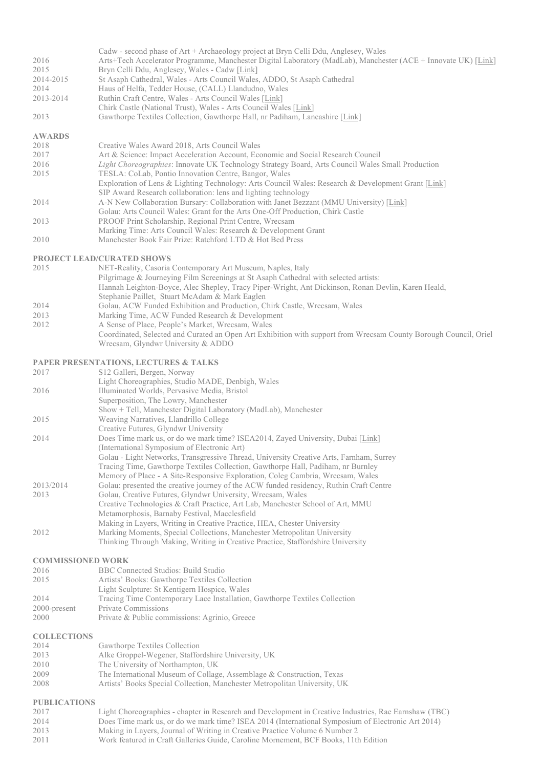| | |
|---|---|
| | Cadw - second phase of Art + Archaeology project at Bryn Celli Ddu, Anglesey, Wales |
| 2016 | Arts+Tech Accelerator Programme, Manchester Digital Laboratory (MadLab), Manchester (ACE + Innovate UK) [Link] |
| 2015 | Bryn Celli Ddu, Anglesey, Wales - Cadw [Link] |
| 2014-2015 | St Asaph Cathedral, Wales - Arts Council Wales, ADDO, St Asaph Cathedral |
| 2014 | Haus of Helfa, Tedder House, (CALL) Llandudno, Wales |
| 2013-2014 | Ruthin Craft Centre, Wales - Arts Council Wales [Link] |
| | Chirk Castle (National Trust), Wales - Arts Council Wales [Link] |
| 2013 | Gawthorpe Textiles Collection, Gawthorpe Hall, nr Padiham, Lancashire [Link] |

## AWARDS

| | |
|---|---|
| 2018 | Creative Wales Award 2018, Arts Council Wales |
| 2017 | Art & Science: Impact Acceleration Account, Economic and Social Research Council |
| 2016 | *Light Choreographies*: Innovate UK Technology Strategy Board, Arts Council Wales Small Production |
| 2015 | TESLA: CoLab, Pontio Innovation Centre, Bangor, Wales |
| | Exploration of Lens & Lighting Technology: Arts Council Wales: Research & Development Grant [Link] |
| | SIP Award Research collaboration: lens and lighting technology |
| 2014 | A-N New Collaboration Bursary: Collaboration with Janet Bezzant (MMU University) [Link] |
| | Golau: Arts Council Wales: Grant for the Arts One-Off Production, Chirk Castle |
| 2013 | PROOF Print Scholarship, Regional Print Centre, Wrecsam |
| | Marking Time: Arts Council Wales: Research & Development Grant |
| 2010 | Manchester Book Fair Prize: Ratchford LTD & Hot Bed Press |

## PROJECT LEAD/CURATED SHOWS

| | |
|---|---|
| 2015 | NET-Reality, Casoria Contemporary Art Museum, Naples, Italy |
| | Pilgrimage & Journeying Film Screenings at St Asaph Cathedral with selected artists: Hannah Leighton-Boyce, Alec Shepley, Tracy Piper-Wright, Ant Dickinson, Ronan Devlin, Karen Heald, Stephanie Paillet, Stuart McAdam & Mark Eaglen |
| 2014 | Golau, ACW Funded Exhibition and Production, Chirk Castle, Wrecsam, Wales |
| 2013 | Marking Time, ACW Funded Research & Development |
| 2012 | A Sense of Place, People's Market, Wrecsam, Wales |
| | Coordinated, Selected and Curated an Open Art Exhibition with support from Wrecsam County Borough Council, Oriel Wrecsam, Glyndwr University & ADDO |

## PAPER PRESENTATIONS, LECTURES & TALKS

| | |
|---|---|
| 2017 | S12 Galleri, Bergen, Norway |
| | Light Choreographies, Studio MADE, Denbigh, Wales |
| 2016 | Illuminated Worlds, Pervasive Media, Bristol |
| | Superposition, The Lowry, Manchester |
| | Show + Tell, Manchester Digital Laboratory (MadLab), Manchester |
| 2015 | Weaving Narratives, Llandrillo College |
| | Creative Futures, Glyndwr University |
| 2014 | Does Time mark us, or do we mark time? ISEA2014, Zayed University, Dubai [Link] (International Symposium of Electronic Art) |
| | Golau - Light Networks, Transgressive Thread, University Creative Arts, Farnham, Surrey |
| | Tracing Time, Gawthorpe Textiles Collection, Gawthorpe Hall, Padiham, nr Burnley |
| | Memory of Place - A Site-Responsive Exploration, Coleg Cambria, Wrecsam, Wales |
| 2013/2014 | Golau: presented the creative journey of the ACW funded residency, Ruthin Craft Centre |
| 2013 | Golau, Creative Futures, Glyndwr University, Wrecsam, Wales |
| | Creative Technologies & Craft Practice, Art Lab, Manchester School of Art, MMU |
| | Metamorphosis, Barnaby Festival, Macclesfield |
| | Making in Layers, Writing in Creative Practice, HEA, Chester University |
| 2012 | Marking Moments, Special Collections, Manchester Metropolitan University |
| | Thinking Through Making, Writing in Creative Practice, Staffordshire University |

## COMMISSIONED WORK

| | |
|---|---|
| 2016 | BBC Connected Studios: Build Studio |
| 2015 | Artists' Books: Gawthorpe Textiles Collection |
| | Light Sculpture: St Kentigern Hospice, Wales |
| 2014 | Tracing Time Contemporary Lace Installation, Gawthorpe Textiles Collection |
| 2000-present | Private Commissions |
| 2000 | Private & Public commissions: Agrinio, Greece |

## COLLECTIONS

| | |
|---|---|
| 2014 | Gawthorpe Textiles Collection |
| 2013 | Alke Groppel-Wegener, Staffordshire University, UK |
| 2010 | The University of Northampton, UK |
| 2009 | The International Museum of Collage, Assemblage & Construction, Texas |
| 2008 | Artists' Books Special Collection, Manchester Metropolitan University, UK |

## PUBLICATIONS

| | |
|---|---|
| 2017 | Light Choreographies - chapter in Research and Development in Creative Industries, Rae Earnshaw (TBC) |
| 2014 | Does Time mark us, or do we mark time? ISEA 2014 (International Symposium of Electronic Art 2014) |
| 2013 | Making in Layers, Journal of Writing in Creative Practice Volume 6 Number 2 |
| 2011 | Work featured in Craft Galleries Guide, Caroline Mornement, BCF Books, 11th Edition |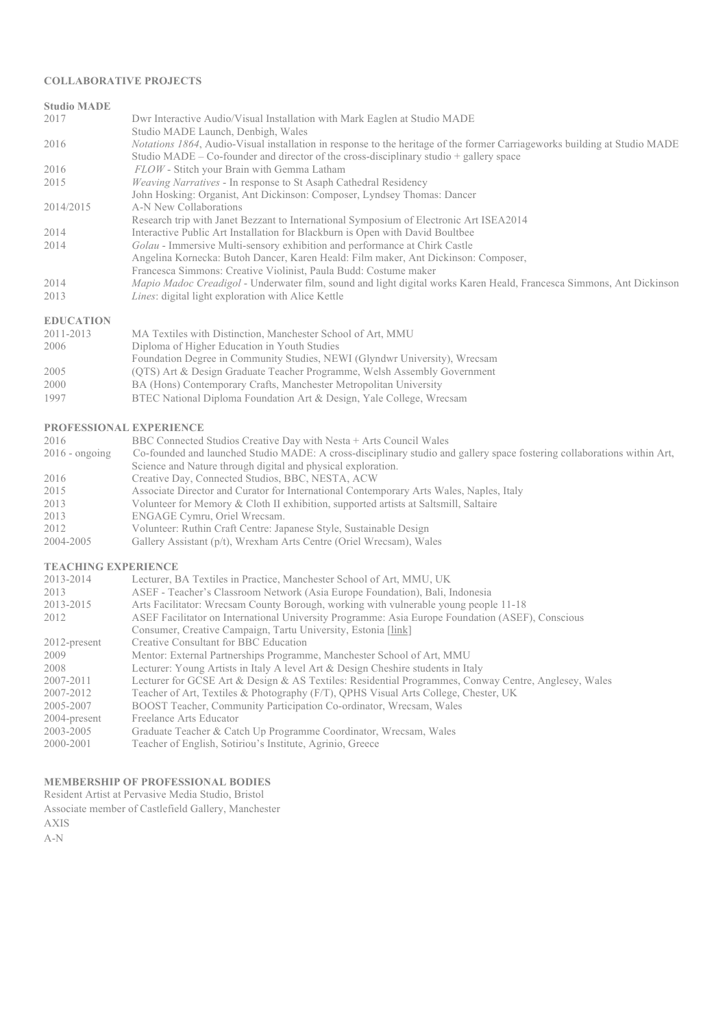**COLLABORATIVE PROJECTS**

**Studio MADE**

| | |
|---|---|
| 2017 | Dwr Interactive Audio/Visual Installation with Mark Eaglen at Studio MADE |
| | Studio MADE Launch, Denbigh, Wales |
| 2016 | *Notations 1864*, Audio-Visual installation in response to the heritage of the former Carriageworks building at Studio MADE |
| | Studio MADE – Co-founder and director of the cross-disciplinary studio + gallery space |
| 2016 | *FLOW* - Stitch your Brain with Gemma Latham |
| 2015 | *Weaving Narratives* - In response to St Asaph Cathedral Residency |
| | John Hosking: Organist, Ant Dickinson: Composer, Lyndsey Thomas: Dancer |
| 2014/2015 | A-N New Collaborations |
| | Research trip with Janet Bezzant to International Symposium of Electronic Art ISEA2014 |
| 2014 | Interactive Public Art Installation for Blackburn is Open with David Boultbee |
| 2014 | *Golau* - Immersive Multi-sensory exhibition and performance at Chirk Castle |
| | Angelina Kornecka: Butoh Dancer, Karen Heald: Film maker, Ant Dickinson: Composer, |
| | Francesca Simmons: Creative Violinist, Paula Budd: Costume maker |
| 2014 | *Mapio Madoc Creadigol* - Underwater film, sound and light digital works Karen Heald, Francesca Simmons, Ant Dickinson |
| 2013 | *Lines*: digital light exploration with Alice Kettle |

**EDUCATION**

| | |
|---|---|
| 2011-2013 | MA Textiles with Distinction, Manchester School of Art, MMU |
| 2006 | Diploma of Higher Education in Youth Studies |
| | Foundation Degree in Community Studies, NEWI (Glyndwr University), Wrecsam |
| 2005 | (QTS) Art & Design Graduate Teacher Programme, Welsh Assembly Government |
| 2000 | BA (Hons) Contemporary Crafts, Manchester Metropolitan University |
| 1997 | BTEC National Diploma Foundation Art & Design, Yale College, Wrecsam |

**PROFESSIONAL EXPERIENCE**

| | |
|---|---|
| 2016 | BBC Connected Studios Creative Day with Nesta + Arts Council Wales |
| 2016 - ongoing | Co-founded and launched Studio MADE: A cross-disciplinary studio and gallery space fostering collaborations within Art, Science and Nature through digital and physical exploration. |
| 2016 | Creative Day, Connected Studios, BBC, NESTA, ACW |
| 2015 | Associate Director and Curator for International Contemporary Arts Wales, Naples, Italy |
| 2013 | Volunteer for Memory & Cloth II exhibition, supported artists at Saltsmill, Saltaire |
| 2013 | ENGAGE Cymru, Oriel Wrecsam. |
| 2012 | Volunteer: Ruthin Craft Centre: Japanese Style, Sustainable Design |
| 2004-2005 | Gallery Assistant (p/t), Wrexham Arts Centre (Oriel Wrecsam), Wales |

**TEACHING EXPERIENCE**

| | |
|---|---|
| 2013-2014 | Lecturer, BA Textiles in Practice, Manchester School of Art, MMU, UK |
| 2013 | ASEF - Teacher's Classroom Network (Asia Europe Foundation), Bali, Indonesia |
| 2013-2015 | Arts Facilitator: Wrecsam County Borough, working with vulnerable young people 11-18 |
| 2012 | ASEF Facilitator on International University Programme: Asia Europe Foundation (ASEF), Conscious Consumer, Creative Campaign, Tartu University, Estonia [link] |
| 2012-present | Creative Consultant for BBC Education |
| 2009 | Mentor: External Partnerships Programme, Manchester School of Art, MMU |
| 2008 | Lecturer: Young Artists in Italy A level Art & Design Cheshire students in Italy |
| 2007-2011 | Lecturer for GCSE Art & Design & AS Textiles: Residential Programmes, Conway Centre, Anglesey, Wales |
| 2007-2012 | Teacher of Art, Textiles & Photography (F/T), QPHS Visual Arts College, Chester, UK |
| 2005-2007 | BOOST Teacher, Community Participation Co-ordinator, Wrecsam, Wales |
| 2004-present | Freelance Arts Educator |
| 2003-2005 | Graduate Teacher & Catch Up Programme Coordinator, Wrecsam, Wales |
| 2000-2001 | Teacher of English, Sotiriou's Institute, Agrinio, Greece |

**MEMBERSHIP OF PROFESSIONAL BODIES**

Resident Artist at Pervasive Media Studio, Bristol

Associate member of Castlefield Gallery, Manchester

AXIS

A-N